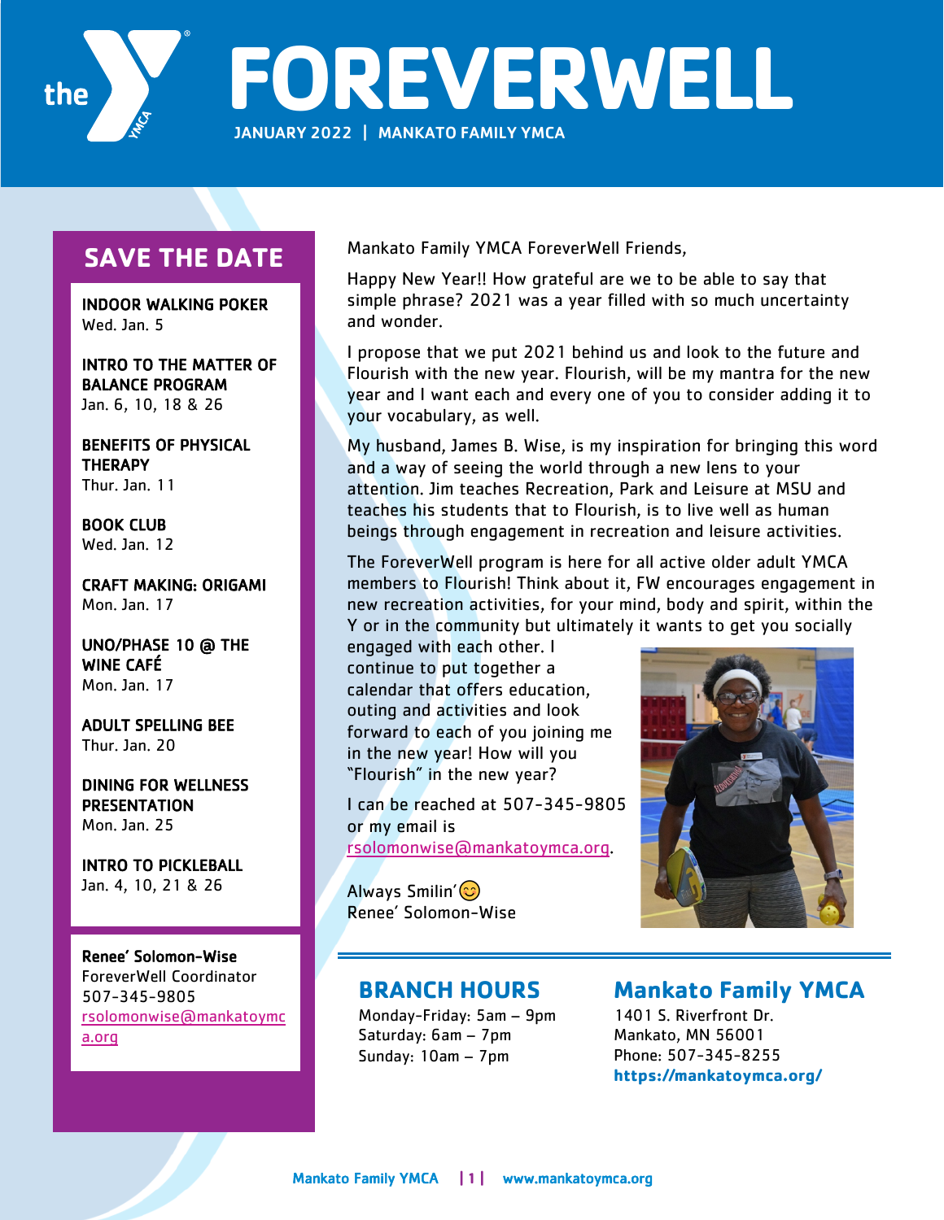# FOREVERWELL

JANUARY 2022 | MANKATO FAMILY YMCA

## SAVE THE DATE

**INDOOR WALKING POKER**
Wed. Jan. 5

**INTRO TO THE MATTER OF BALANCE PROGRAM**
Jan. 6, 10, 18 & 26

**BENEFITS OF PHYSICAL THERAPY**
Thur. Jan. 11

**BOOK CLUB**
Wed. Jan. 12

**CRAFT MAKING: ORIGAMI**
Mon. Jan. 17

**UNO/PHASE 10 @ THE WINE CAFÉ**
Mon. Jan. 17

**ADULT SPELLING BEE**
Thur. Jan. 20

**DINING FOR WELLNESS PRESENTATION**
Mon. Jan. 25

**INTRO TO PICKLEBALL**
Jan. 4, 10, 21 & 26

**Renee' Solomon-Wise**
ForeverWell Coordinator
507-345-9805
rsolomonwise@mankatoymca.org

Mankato Family YMCA ForeverWell Friends,

Happy New Year!! How grateful are we to be able to say that simple phrase? 2021 was a year filled with so much uncertainty and wonder.

I propose that we put 2021 behind us and look to the future and Flourish with the new year. Flourish, will be my mantra for the new year and I want each and every one of you to consider adding it to your vocabulary, as well.

My husband, James B. Wise, is my inspiration for bringing this word and a way of seeing the world through a new lens to your attention. Jim teaches Recreation, Park and Leisure at MSU and teaches his students that to Flourish, is to live well as human beings through engagement in recreation and leisure activities.

The ForeverWell program is here for all active older adult YMCA members to Flourish! Think about it, FW encourages engagement in new recreation activities, for your mind, body and spirit, within the Y or in the community but ultimately it wants to get you socially engaged with each other. I continue to put together a calendar that offers education, outing and activities and look forward to each of you joining me in the new year! How will you "Flourish" in the new year?

I can be reached at 507-345-9805 or my email is rsolomonwise@mankatoymca.org.

Always Smilin' 😊
Renee' Solomon-Wise

## BRANCH HOURS

Monday-Friday: 5am – 9pm
Saturday: 6am – 7pm
Sunday: 10am – 7pm

## Mankato Family YMCA

1401 S. Riverfront Dr.
Mankato, MN 56001
Phone: 507-345-8255
**https://mankatoymca.org/**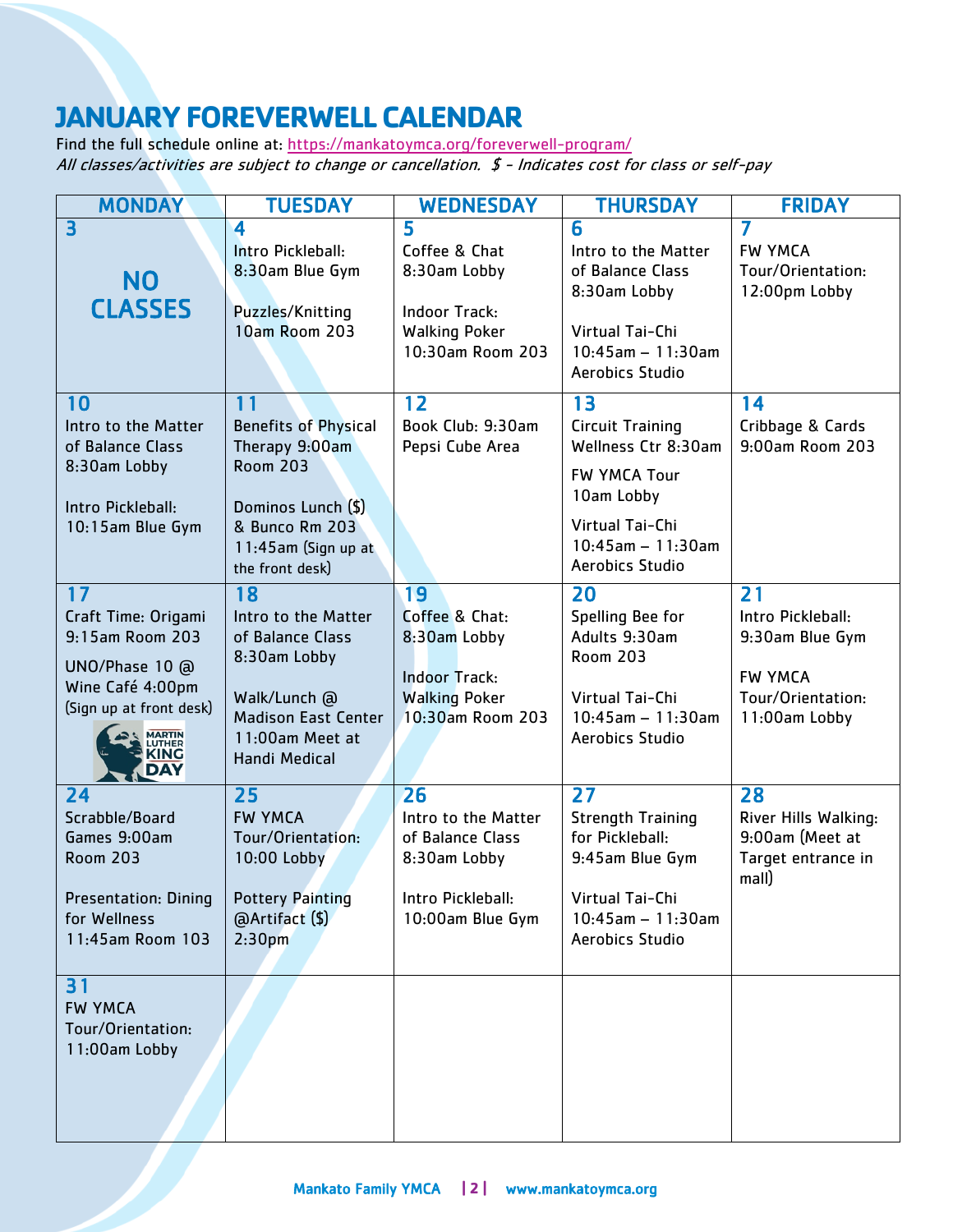# JANUARY FOREVERWELL CALENDAR

Find the full schedule online at: https://mankatoymca.org/foreverwell-program/

*All classes/activities are subject to change or cancellation. $ - Indicates cost for class or self-pay*

| MONDAY | TUESDAY | WEDNESDAY | THURSDAY | FRIDAY |
|---|---|---|---|---|
| **3**<br>**NO CLASSES** | **4**<br>Intro Pickleball: 8:30am Blue Gym<br><br>Puzzles/Knitting 10am Room 203 | **5**<br>Coffee & Chat 8:30am Lobby<br><br>Indoor Track: Walking Poker 10:30am Room 203 | **6**<br>Intro to the Matter of Balance Class 8:30am Lobby<br><br>Virtual Tai-Chi 10:45am – 11:30am Aerobics Studio | **7**<br>FW YMCA Tour/Orientation: 12:00pm Lobby |
| **10**<br>Intro to the Matter of Balance Class 8:30am Lobby<br><br>Intro Pickleball: 10:15am Blue Gym | **11**<br>Benefits of Physical Therapy 9:00am Room 203<br><br>Dominos Lunch ($) & Bunco Rm 203 11:45am (Sign up at the front desk) | **12**<br>Book Club: 9:30am Pepsi Cube Area | **13**<br>Circuit Training Wellness Ctr 8:30am<br><br>FW YMCA Tour 10am Lobby<br><br>Virtual Tai-Chi 10:45am – 11:30am Aerobics Studio | **14**<br>Cribbage & Cards 9:00am Room 203 |
| **17**<br>Craft Time: Origami 9:15am Room 203<br><br>UNO/Phase 10 @ Wine Café 4:00pm (Sign up at front desk)<br><br>MARTIN LUTHER KING DAY | **18**<br>Intro to the Matter of Balance Class 8:30am Lobby<br><br>Walk/Lunch @ Madison East Center 11:00am Meet at Handi Medical | **19**<br>Coffee & Chat: 8:30am Lobby<br><br>Indoor Track: Walking Poker 10:30am Room 203 | **20**<br>Spelling Bee for Adults 9:30am Room 203<br><br>Virtual Tai-Chi 10:45am – 11:30am Aerobics Studio | **21**<br>Intro Pickleball: 9:30am Blue Gym<br><br>FW YMCA Tour/Orientation: 11:00am Lobby |
| **24**<br>Scrabble/Board Games 9:00am Room 203<br><br>Presentation: Dining for Wellness 11:45am Room 103 | **25**<br>FW YMCA Tour/Orientation: 10:00 Lobby<br><br>Pottery Painting @Artifact ($) 2:30pm | **26**<br>Intro to the Matter of Balance Class 8:30am Lobby<br><br>Intro Pickleball: 10:00am Blue Gym | **27**<br>Strength Training for Pickleball: 9:45am Blue Gym<br><br>Virtual Tai-Chi 10:45am – 11:30am Aerobics Studio | **28**<br>River Hills Walking: 9:00am (Meet at Target entrance in mall) |
| **31**<br>FW YMCA Tour/Orientation: 11:00am Lobby | | | | |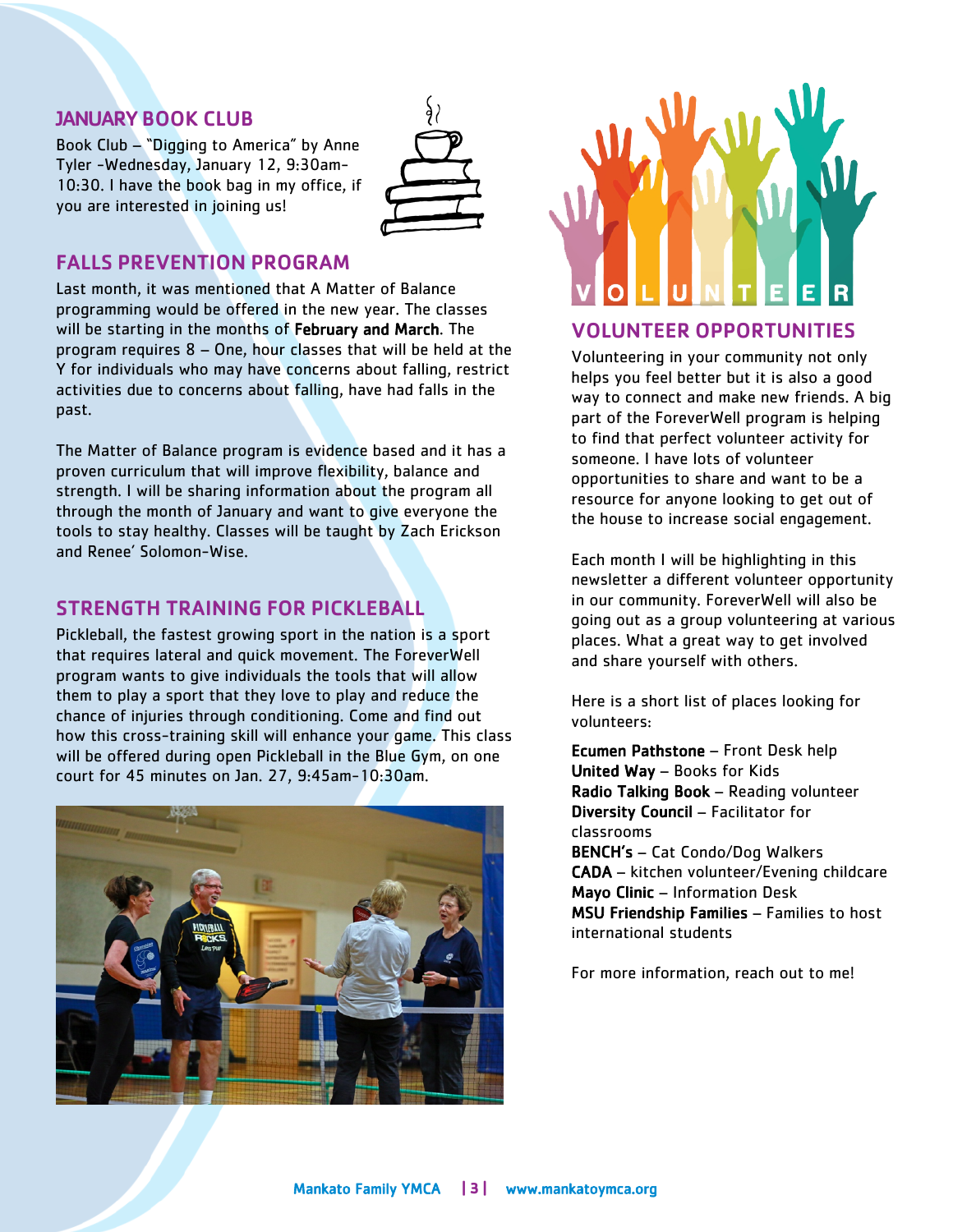## JANUARY BOOK CLUB

Book Club – "Digging to America" by Anne Tyler -Wednesday, January 12, 9:30am-10:30. I have the book bag in my office, if you are interested in joining us!

## FALLS PREVENTION PROGRAM

Last month, it was mentioned that A Matter of Balance programming would be offered in the new year. The classes will be starting in the months of **February and March**. The program requires 8 – One, hour classes that will be held at the Y for individuals who may have concerns about falling, restrict activities due to concerns about falling, have had falls in the past.

The Matter of Balance program is evidence based and it has a proven curriculum that will improve flexibility, balance and strength. I will be sharing information about the program all through the month of January and want to give everyone the tools to stay healthy. Classes will be taught by Zach Erickson and Renee' Solomon-Wise.

## STRENGTH TRAINING FOR PICKLEBALL

Pickleball, the fastest growing sport in the nation is a sport that requires lateral and quick movement. The ForeverWell program wants to give individuals the tools that will allow them to play a sport that they love to play and reduce the chance of injuries through conditioning. Come and find out how this cross-training skill will enhance your game. This class will be offered during open Pickleball in the Blue Gym, on one court for 45 minutes on Jan. 27, 9:45am-10:30am.

## VOLUNTEER OPPORTUNITIES

Volunteering in your community not only helps you feel better but it is also a good way to connect and make new friends. A big part of the ForeverWell program is helping to find that perfect volunteer activity for someone. I have lots of volunteer opportunities to share and want to be a resource for anyone looking to get out of the house to increase social engagement.

Each month I will be highlighting in this newsletter a different volunteer opportunity in our community. ForeverWell will also be going out as a group volunteering at various places. What a great way to get involved and share yourself with others.

Here is a short list of places looking for volunteers:

**Ecumen Pathstone** – Front Desk help
**United Way** – Books for Kids
**Radio Talking Book** – Reading volunteer
**Diversity Council** – Facilitator for classrooms
**BENCH's** – Cat Condo/Dog Walkers
**CADA** – kitchen volunteer/Evening childcare
**Mayo Clinic** – Information Desk
**MSU Friendship Families** – Families to host international students

For more information, reach out to me!